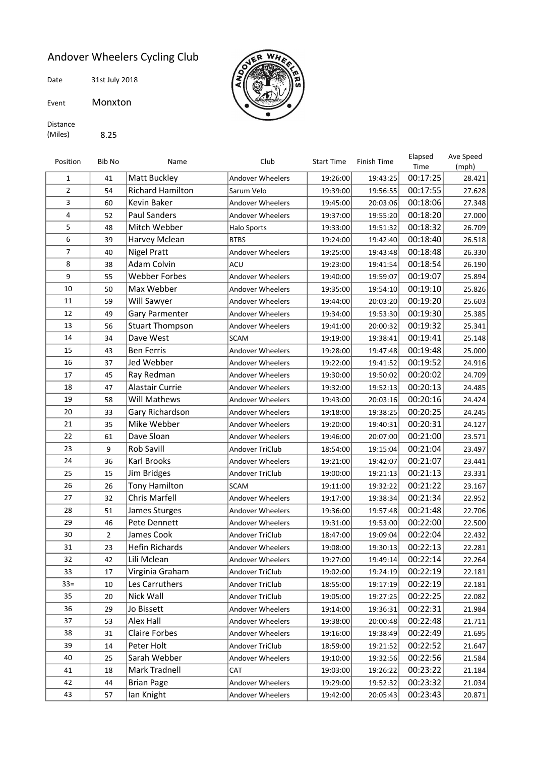# Andover Wheelers Cycling Club

Date 31st July 2018

Event Monxton

Distance (Miles) 8.25

| Position | Bib No | Name | Club | Start Time | Finish Time | Elapsed Time | Ave Speed (mph) |
|---|---|---|---|---|---|---|---|
| 1 | 41 | Matt Buckley | Andover Wheelers | 19:26:00 | 19:43:25 | 00:17:25 | 28.421 |
| 2 | 54 | Richard Hamilton | Sarum Velo | 19:39:00 | 19:56:55 | 00:17:55 | 27.628 |
| 3 | 60 | Kevin Baker | Andover Wheelers | 19:45:00 | 20:03:06 | 00:18:06 | 27.348 |
| 4 | 52 | Paul Sanders | Andover Wheelers | 19:37:00 | 19:55:20 | 00:18:20 | 27.000 |
| 5 | 48 | Mitch Webber | Halo Sports | 19:33:00 | 19:51:32 | 00:18:32 | 26.709 |
| 6 | 39 | Harvey Mclean | BTBS | 19:24:00 | 19:42:40 | 00:18:40 | 26.518 |
| 7 | 40 | Nigel Pratt | Andover Wheelers | 19:25:00 | 19:43:48 | 00:18:48 | 26.330 |
| 8 | 38 | Adam Colvin | ACU | 19:23:00 | 19:41:54 | 00:18:54 | 26.190 |
| 9 | 55 | Webber Forbes | Andover Wheelers | 19:40:00 | 19:59:07 | 00:19:07 | 25.894 |
| 10 | 50 | Max Webber | Andover Wheelers | 19:35:00 | 19:54:10 | 00:19:10 | 25.826 |
| 11 | 59 | Will Sawyer | Andover Wheelers | 19:44:00 | 20:03:20 | 00:19:20 | 25.603 |
| 12 | 49 | Gary Parmenter | Andover Wheelers | 19:34:00 | 19:53:30 | 00:19:30 | 25.385 |
| 13 | 56 | Stuart Thompson | Andover Wheelers | 19:41:00 | 20:00:32 | 00:19:32 | 25.341 |
| 14 | 34 | Dave West | SCAM | 19:19:00 | 19:38:41 | 00:19:41 | 25.148 |
| 15 | 43 | Ben Ferris | Andover Wheelers | 19:28:00 | 19:47:48 | 00:19:48 | 25.000 |
| 16 | 37 | Jed Webber | Andover Wheelers | 19:22:00 | 19:41:52 | 00:19:52 | 24.916 |
| 17 | 45 | Ray Redman | Andover Wheelers | 19:30:00 | 19:50:02 | 00:20:02 | 24.709 |
| 18 | 47 | Alastair Currie | Andover Wheelers | 19:32:00 | 19:52:13 | 00:20:13 | 24.485 |
| 19 | 58 | Will Mathews | Andover Wheelers | 19:43:00 | 20:03:16 | 00:20:16 | 24.424 |
| 20 | 33 | Gary Richardson | Andover Wheelers | 19:18:00 | 19:38:25 | 00:20:25 | 24.245 |
| 21 | 35 | Mike Webber | Andover Wheelers | 19:20:00 | 19:40:31 | 00:20:31 | 24.127 |
| 22 | 61 | Dave Sloan | Andover Wheelers | 19:46:00 | 20:07:00 | 00:21:00 | 23.571 |
| 23 | 9 | Rob Savill | Andover TriClub | 18:54:00 | 19:15:04 | 00:21:04 | 23.497 |
| 24 | 36 | Karl Brooks | Andover Wheelers | 19:21:00 | 19:42:07 | 00:21:07 | 23.441 |
| 25 | 15 | Jim Bridges | Andover TriClub | 19:00:00 | 19:21:13 | 00:21:13 | 23.331 |
| 26 | 26 | Tony Hamilton | SCAM | 19:11:00 | 19:32:22 | 00:21:22 | 23.167 |
| 27 | 32 | Chris Marfell | Andover Wheelers | 19:17:00 | 19:38:34 | 00:21:34 | 22.952 |
| 28 | 51 | James Sturges | Andover Wheelers | 19:36:00 | 19:57:48 | 00:21:48 | 22.706 |
| 29 | 46 | Pete Dennett | Andover Wheelers | 19:31:00 | 19:53:00 | 00:22:00 | 22.500 |
| 30 | 2 | James Cook | Andover TriClub | 18:47:00 | 19:09:04 | 00:22:04 | 22.432 |
| 31 | 23 | Hefin Richards | Andover Wheelers | 19:08:00 | 19:30:13 | 00:22:13 | 22.281 |
| 32 | 42 | Lili Mclean | Andover Wheelers | 19:27:00 | 19:49:14 | 00:22:14 | 22.264 |
| 33 | 17 | Virginia Graham | Andover TriClub | 19:02:00 | 19:24:19 | 00:22:19 | 22.181 |
| 33= | 10 | Les Carruthers | Andover TriClub | 18:55:00 | 19:17:19 | 00:22:19 | 22.181 |
| 35 | 20 | Nick Wall | Andover TriClub | 19:05:00 | 19:27:25 | 00:22:25 | 22.082 |
| 36 | 29 | Jo Bissett | Andover Wheelers | 19:14:00 | 19:36:31 | 00:22:31 | 21.984 |
| 37 | 53 | Alex Hall | Andover Wheelers | 19:38:00 | 20:00:48 | 00:22:48 | 21.711 |
| 38 | 31 | Claire Forbes | Andover Wheelers | 19:16:00 | 19:38:49 | 00:22:49 | 21.695 |
| 39 | 14 | Peter Holt | Andover TriClub | 18:59:00 | 19:21:52 | 00:22:52 | 21.647 |
| 40 | 25 | Sarah Webber | Andover Wheelers | 19:10:00 | 19:32:56 | 00:22:56 | 21.584 |
| 41 | 18 | Mark Tradnell | CAT | 19:03:00 | 19:26:22 | 00:23:22 | 21.184 |
| 42 | 44 | Brian Page | Andover Wheelers | 19:29:00 | 19:52:32 | 00:23:32 | 21.034 |
| 43 | 57 | Ian Knight | Andover Wheelers | 19:42:00 | 20:05:43 | 00:23:43 | 20.871 |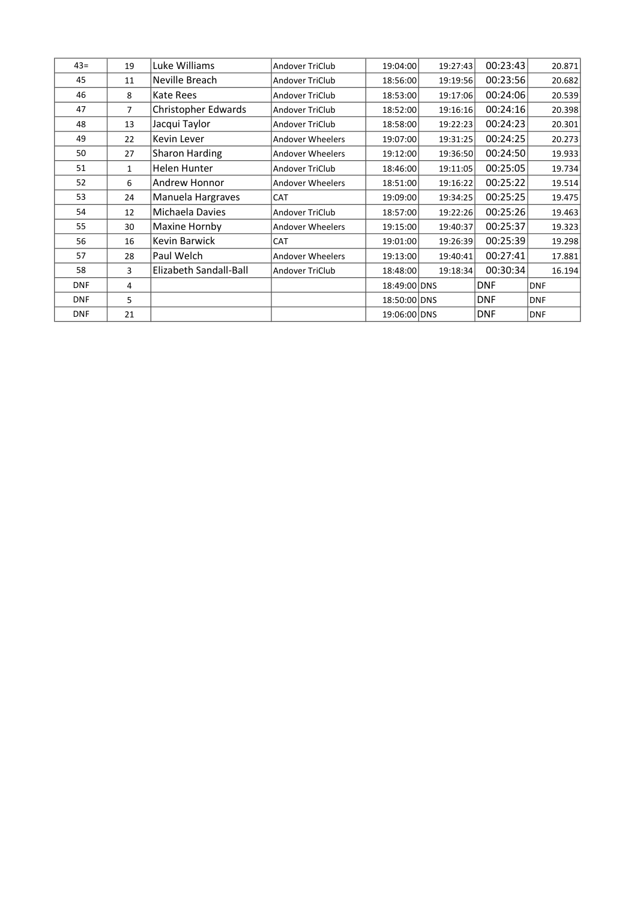| | | | | | | | |
|---|---|---|---|---|---|---|---|
| 43= | 19 | Luke Williams | Andover TriClub | 19:04:00 | 19:27:43 | 00:23:43 | 20.871 |
| 45 | 11 | Neville Breach | Andover TriClub | 18:56:00 | 19:19:56 | 00:23:56 | 20.682 |
| 46 | 8 | Kate Rees | Andover TriClub | 18:53:00 | 19:17:06 | 00:24:06 | 20.539 |
| 47 | 7 | Christopher Edwards | Andover TriClub | 18:52:00 | 19:16:16 | 00:24:16 | 20.398 |
| 48 | 13 | Jacqui Taylor | Andover TriClub | 18:58:00 | 19:22:23 | 00:24:23 | 20.301 |
| 49 | 22 | Kevin Lever | Andover Wheelers | 19:07:00 | 19:31:25 | 00:24:25 | 20.273 |
| 50 | 27 | Sharon Harding | Andover Wheelers | 19:12:00 | 19:36:50 | 00:24:50 | 19.933 |
| 51 | 1 | Helen Hunter | Andover TriClub | 18:46:00 | 19:11:05 | 00:25:05 | 19.734 |
| 52 | 6 | Andrew Honnor | Andover Wheelers | 18:51:00 | 19:16:22 | 00:25:22 | 19.514 |
| 53 | 24 | Manuela Hargraves | CAT | 19:09:00 | 19:34:25 | 00:25:25 | 19.475 |
| 54 | 12 | Michaela Davies | Andover TriClub | 18:57:00 | 19:22:26 | 00:25:26 | 19.463 |
| 55 | 30 | Maxine Hornby | Andover Wheelers | 19:15:00 | 19:40:37 | 00:25:37 | 19.323 |
| 56 | 16 | Kevin Barwick | CAT | 19:01:00 | 19:26:39 | 00:25:39 | 19.298 |
| 57 | 28 | Paul Welch | Andover Wheelers | 19:13:00 | 19:40:41 | 00:27:41 | 17.881 |
| 58 | 3 | Elizabeth Sandall-Ball | Andover TriClub | 18:48:00 | 19:18:34 | 00:30:34 | 16.194 |
| DNF | 4 | | | 18:49:00 | DNS | DNF | DNF |
| DNF | 5 | | | 18:50:00 | DNS | DNF | DNF |
| DNF | 21 | | | 19:06:00 | DNS | DNF | DNF |